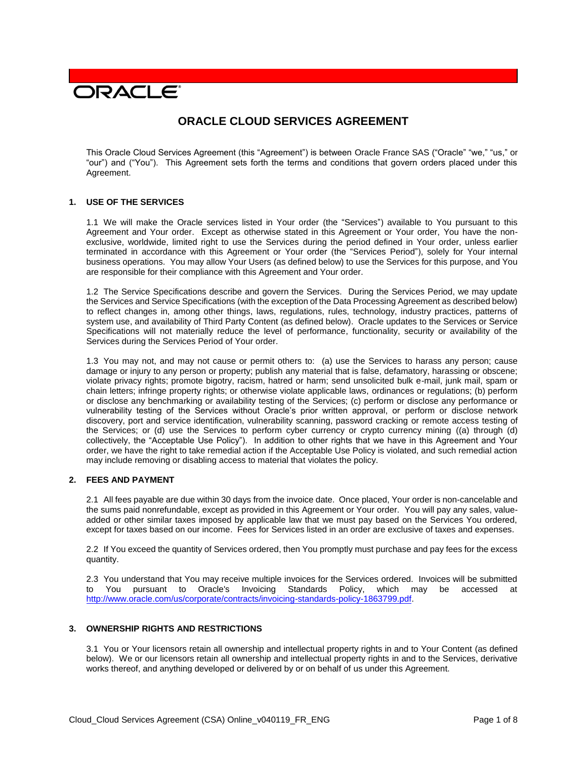ORACLE

# ORACLE CLOUD SERVICES AGREEMENT

This Oracle Cloud Services Agreement (this "Agreement") is between Oracle France SAS ("Oracle" "we," "us," or "our") and ("You"). This Agreement sets forth the terms and conditions that govern orders placed under this Agreement.

## 1. USE OF THE SERVICES

1.1 We will make the Oracle services listed in Your order (the "Services") available to You pursuant to this Agreement and Your order. Except as otherwise stated in this Agreement or Your order, You have the non-exclusive, worldwide, limited right to use the Services during the period defined in Your order, unless earlier terminated in accordance with this Agreement or Your order (the "Services Period"), solely for Your internal business operations. You may allow Your Users (as defined below) to use the Services for this purpose, and You are responsible for their compliance with this Agreement and Your order.

1.2 The Service Specifications describe and govern the Services. During the Services Period, we may update the Services and Service Specifications (with the exception of the Data Processing Agreement as described below) to reflect changes in, among other things, laws, regulations, rules, technology, industry practices, patterns of system use, and availability of Third Party Content (as defined below). Oracle updates to the Services or Service Specifications will not materially reduce the level of performance, functionality, security or availability of the Services during the Services Period of Your order.

1.3 You may not, and may not cause or permit others to: (a) use the Services to harass any person; cause damage or injury to any person or property; publish any material that is false, defamatory, harassing or obscene; violate privacy rights; promote bigotry, racism, hatred or harm; send unsolicited bulk e-mail, junk mail, spam or chain letters; infringe property rights; or otherwise violate applicable laws, ordinances or regulations; (b) perform or disclose any benchmarking or availability testing of the Services; (c) perform or disclose any performance or vulnerability testing of the Services without Oracle's prior written approval, or perform or disclose network discovery, port and service identification, vulnerability scanning, password cracking or remote access testing of the Services; or (d) use the Services to perform cyber currency or crypto currency mining ((a) through (d) collectively, the "Acceptable Use Policy"). In addition to other rights that we have in this Agreement and Your order, we have the right to take remedial action if the Acceptable Use Policy is violated, and such remedial action may include removing or disabling access to material that violates the policy.

## 2. FEES AND PAYMENT

2.1 All fees payable are due within 30 days from the invoice date. Once placed, Your order is non-cancelable and the sums paid nonrefundable, except as provided in this Agreement or Your order. You will pay any sales, value-added or other similar taxes imposed by applicable law that we must pay based on the Services You ordered, except for taxes based on our income. Fees for Services listed in an order are exclusive of taxes and expenses.

2.2 If You exceed the quantity of Services ordered, then You promptly must purchase and pay fees for the excess quantity.

2.3 You understand that You may receive multiple invoices for the Services ordered. Invoices will be submitted to You pursuant to Oracle's Invoicing Standards Policy, which may be accessed at http://www.oracle.com/us/corporate/contracts/invoicing-standards-policy-1863799.pdf.

## 3. OWNERSHIP RIGHTS AND RESTRICTIONS

3.1 You or Your licensors retain all ownership and intellectual property rights in and to Your Content (as defined below). We or our licensors retain all ownership and intellectual property rights in and to the Services, derivative works thereof, and anything developed or delivered by or on behalf of us under this Agreement.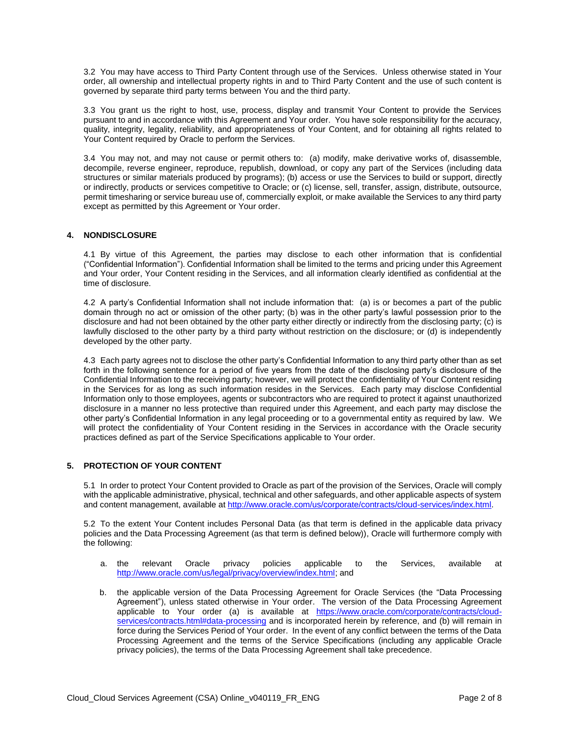3.2 You may have access to Third Party Content through use of the Services. Unless otherwise stated in Your order, all ownership and intellectual property rights in and to Third Party Content and the use of such content is governed by separate third party terms between You and the third party.

3.3 You grant us the right to host, use, process, display and transmit Your Content to provide the Services pursuant to and in accordance with this Agreement and Your order. You have sole responsibility for the accuracy, quality, integrity, legality, reliability, and appropriateness of Your Content, and for obtaining all rights related to Your Content required by Oracle to perform the Services.

3.4 You may not, and may not cause or permit others to: (a) modify, make derivative works of, disassemble, decompile, reverse engineer, reproduce, republish, download, or copy any part of the Services (including data structures or similar materials produced by programs); (b) access or use the Services to build or support, directly or indirectly, products or services competitive to Oracle; or (c) license, sell, transfer, assign, distribute, outsource, permit timesharing or service bureau use of, commercially exploit, or make available the Services to any third party except as permitted by this Agreement or Your order.

## 4. NONDISCLOSURE

4.1 By virtue of this Agreement, the parties may disclose to each other information that is confidential ("Confidential Information"). Confidential Information shall be limited to the terms and pricing under this Agreement and Your order, Your Content residing in the Services, and all information clearly identified as confidential at the time of disclosure.

4.2 A party's Confidential Information shall not include information that: (a) is or becomes a part of the public domain through no act or omission of the other party; (b) was in the other party's lawful possession prior to the disclosure and had not been obtained by the other party either directly or indirectly from the disclosing party; (c) is lawfully disclosed to the other party by a third party without restriction on the disclosure; or (d) is independently developed by the other party.

4.3 Each party agrees not to disclose the other party's Confidential Information to any third party other than as set forth in the following sentence for a period of five years from the date of the disclosing party's disclosure of the Confidential Information to the receiving party; however, we will protect the confidentiality of Your Content residing in the Services for as long as such information resides in the Services. Each party may disclose Confidential Information only to those employees, agents or subcontractors who are required to protect it against unauthorized disclosure in a manner no less protective than required under this Agreement, and each party may disclose the other party's Confidential Information in any legal proceeding or to a governmental entity as required by law. We will protect the confidentiality of Your Content residing in the Services in accordance with the Oracle security practices defined as part of the Service Specifications applicable to Your order.

## 5. PROTECTION OF YOUR CONTENT

5.1 In order to protect Your Content provided to Oracle as part of the provision of the Services, Oracle will comply with the applicable administrative, physical, technical and other safeguards, and other applicable aspects of system and content management, available at http://www.oracle.com/us/corporate/contracts/cloud-services/index.html.

5.2 To the extent Your Content includes Personal Data (as that term is defined in the applicable data privacy policies and the Data Processing Agreement (as that term is defined below)), Oracle will furthermore comply with the following:

a. the relevant Oracle privacy policies applicable to the Services, available at http://www.oracle.com/us/legal/privacy/overview/index.html; and

b. the applicable version of the Data Processing Agreement for Oracle Services (the "Data Processing Agreement"), unless stated otherwise in Your order. The version of the Data Processing Agreement applicable to Your order (a) is available at https://www.oracle.com/corporate/contracts/cloud-services/contracts.html#data-processing and is incorporated herein by reference, and (b) will remain in force during the Services Period of Your order. In the event of any conflict between the terms of the Data Processing Agreement and the terms of the Service Specifications (including any applicable Oracle privacy policies), the terms of the Data Processing Agreement shall take precedence.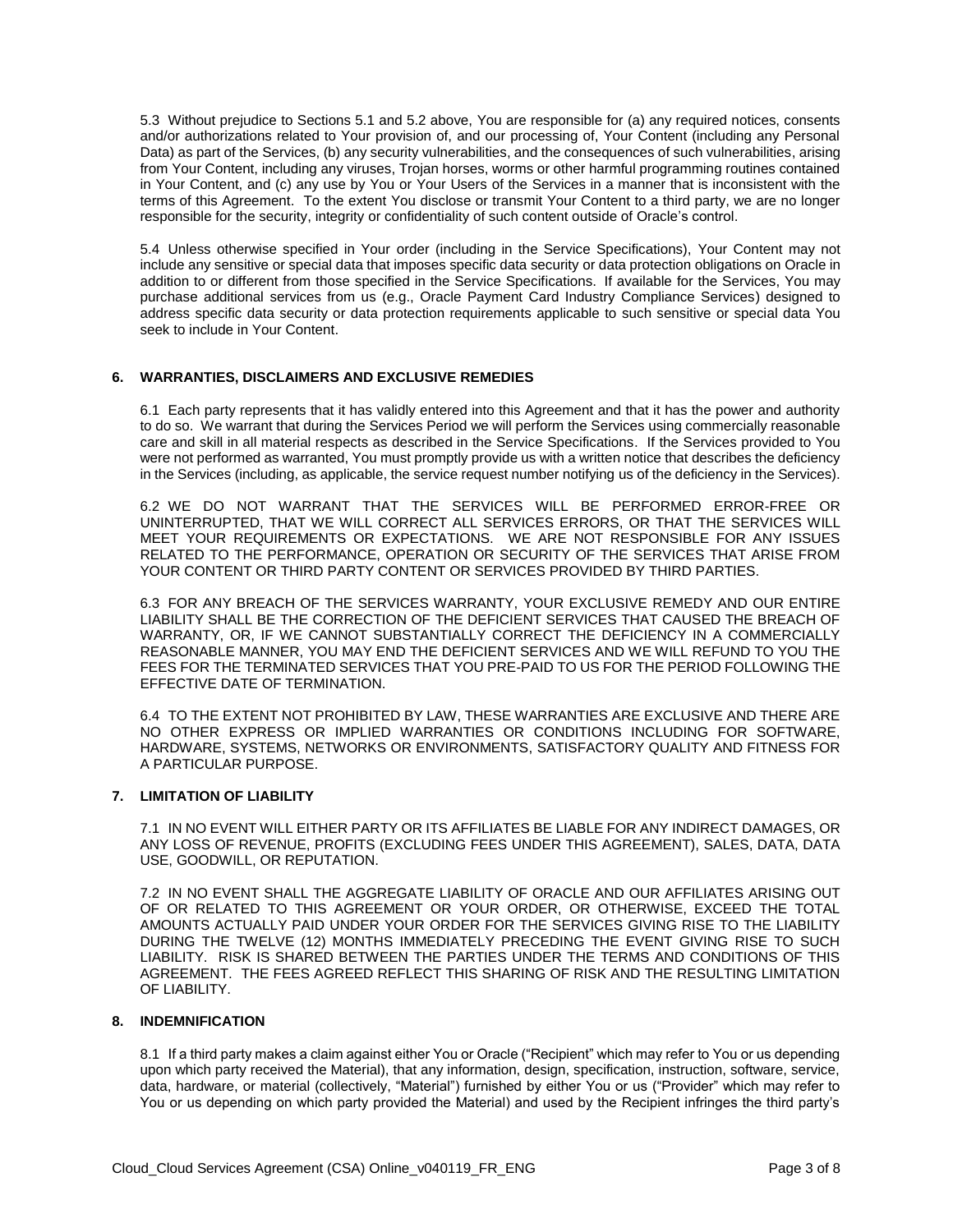5.3 Without prejudice to Sections 5.1 and 5.2 above, You are responsible for (a) any required notices, consents and/or authorizations related to Your provision of, and our processing of, Your Content (including any Personal Data) as part of the Services, (b) any security vulnerabilities, and the consequences of such vulnerabilities, arising from Your Content, including any viruses, Trojan horses, worms or other harmful programming routines contained in Your Content, and (c) any use by You or Your Users of the Services in a manner that is inconsistent with the terms of this Agreement. To the extent You disclose or transmit Your Content to a third party, we are no longer responsible for the security, integrity or confidentiality of such content outside of Oracle's control.

5.4 Unless otherwise specified in Your order (including in the Service Specifications), Your Content may not include any sensitive or special data that imposes specific data security or data protection obligations on Oracle in addition to or different from those specified in the Service Specifications. If available for the Services, You may purchase additional services from us (e.g., Oracle Payment Card Industry Compliance Services) designed to address specific data security or data protection requirements applicable to such sensitive or special data You seek to include in Your Content.

## 6. WARRANTIES, DISCLAIMERS AND EXCLUSIVE REMEDIES

6.1 Each party represents that it has validly entered into this Agreement and that it has the power and authority to do so. We warrant that during the Services Period we will perform the Services using commercially reasonable care and skill in all material respects as described in the Service Specifications. If the Services provided to You were not performed as warranted, You must promptly provide us with a written notice that describes the deficiency in the Services (including, as applicable, the service request number notifying us of the deficiency in the Services).

6.2 WE DO NOT WARRANT THAT THE SERVICES WILL BE PERFORMED ERROR-FREE OR UNINTERRUPTED, THAT WE WILL CORRECT ALL SERVICES ERRORS, OR THAT THE SERVICES WILL MEET YOUR REQUIREMENTS OR EXPECTATIONS. WE ARE NOT RESPONSIBLE FOR ANY ISSUES RELATED TO THE PERFORMANCE, OPERATION OR SECURITY OF THE SERVICES THAT ARISE FROM YOUR CONTENT OR THIRD PARTY CONTENT OR SERVICES PROVIDED BY THIRD PARTIES.

6.3 FOR ANY BREACH OF THE SERVICES WARRANTY, YOUR EXCLUSIVE REMEDY AND OUR ENTIRE LIABILITY SHALL BE THE CORRECTION OF THE DEFICIENT SERVICES THAT CAUSED THE BREACH OF WARRANTY, OR, IF WE CANNOT SUBSTANTIALLY CORRECT THE DEFICIENCY IN A COMMERCIALLY REASONABLE MANNER, YOU MAY END THE DEFICIENT SERVICES AND WE WILL REFUND TO YOU THE FEES FOR THE TERMINATED SERVICES THAT YOU PRE-PAID TO US FOR THE PERIOD FOLLOWING THE EFFECTIVE DATE OF TERMINATION.

6.4 TO THE EXTENT NOT PROHIBITED BY LAW, THESE WARRANTIES ARE EXCLUSIVE AND THERE ARE NO OTHER EXPRESS OR IMPLIED WARRANTIES OR CONDITIONS INCLUDING FOR SOFTWARE, HARDWARE, SYSTEMS, NETWORKS OR ENVIRONMENTS, SATISFACTORY QUALITY AND FITNESS FOR A PARTICULAR PURPOSE.

## 7. LIMITATION OF LIABILITY

7.1 IN NO EVENT WILL EITHER PARTY OR ITS AFFILIATES BE LIABLE FOR ANY INDIRECT DAMAGES, OR ANY LOSS OF REVENUE, PROFITS (EXCLUDING FEES UNDER THIS AGREEMENT), SALES, DATA, DATA USE, GOODWILL, OR REPUTATION.

7.2 IN NO EVENT SHALL THE AGGREGATE LIABILITY OF ORACLE AND OUR AFFILIATES ARISING OUT OF OR RELATED TO THIS AGREEMENT OR YOUR ORDER, OR OTHERWISE, EXCEED THE TOTAL AMOUNTS ACTUALLY PAID UNDER YOUR ORDER FOR THE SERVICES GIVING RISE TO THE LIABILITY DURING THE TWELVE (12) MONTHS IMMEDIATELY PRECEDING THE EVENT GIVING RISE TO SUCH LIABILITY. RISK IS SHARED BETWEEN THE PARTIES UNDER THE TERMS AND CONDITIONS OF THIS AGREEMENT. THE FEES AGREED REFLECT THIS SHARING OF RISK AND THE RESULTING LIMITATION OF LIABILITY.

## 8. INDEMNIFICATION

8.1 If a third party makes a claim against either You or Oracle ("Recipient" which may refer to You or us depending upon which party received the Material), that any information, design, specification, instruction, software, service, data, hardware, or material (collectively, "Material") furnished by either You or us ("Provider" which may refer to You or us depending on which party provided the Material) and used by the Recipient infringes the third party's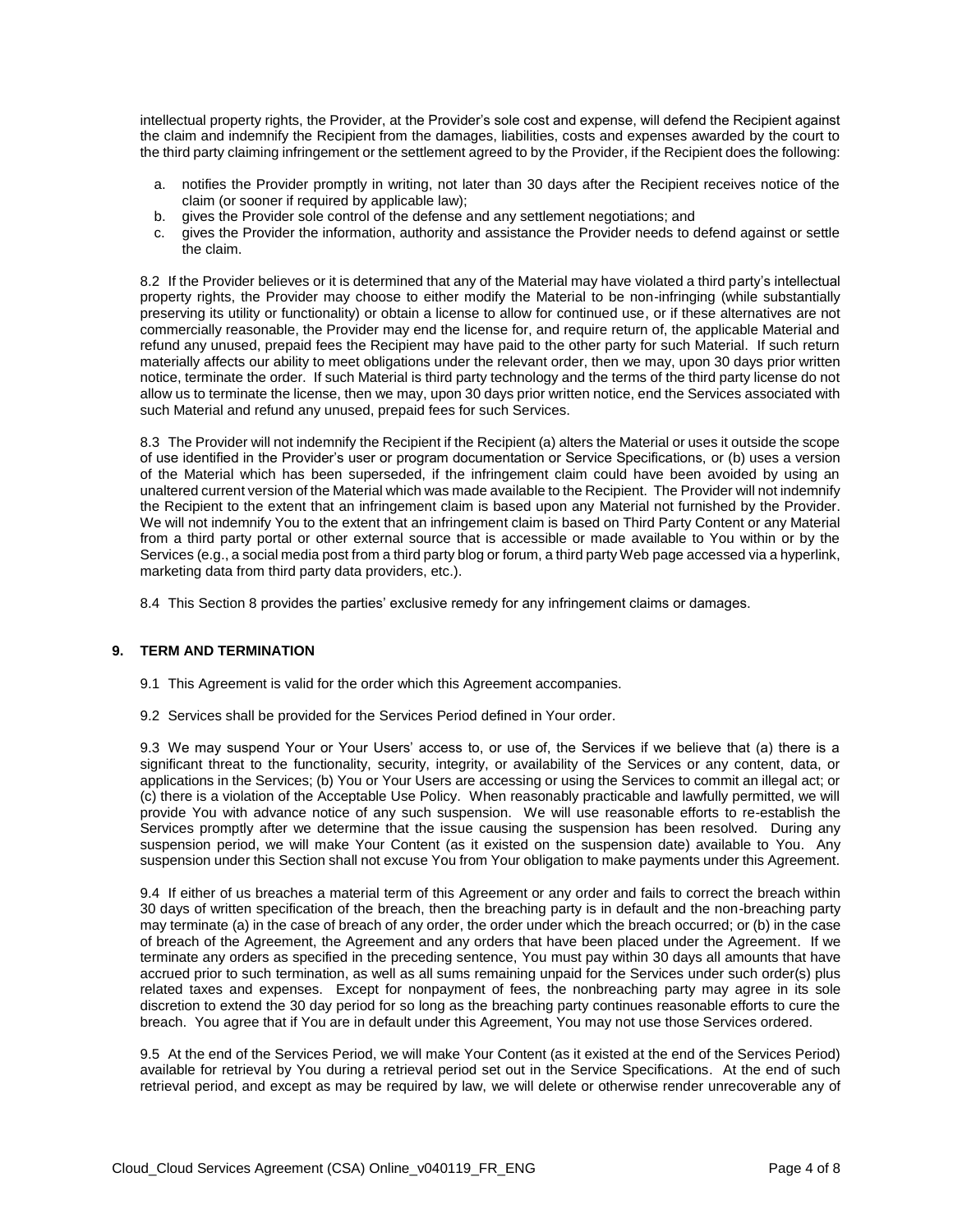intellectual property rights, the Provider, at the Provider's sole cost and expense, will defend the Recipient against the claim and indemnify the Recipient from the damages, liabilities, costs and expenses awarded by the court to the third party claiming infringement or the settlement agreed to by the Provider, if the Recipient does the following:

a. notifies the Provider promptly in writing, not later than 30 days after the Recipient receives notice of the claim (or sooner if required by applicable law);
b. gives the Provider sole control of the defense and any settlement negotiations; and
c. gives the Provider the information, authority and assistance the Provider needs to defend against or settle the claim.

8.2 If the Provider believes or it is determined that any of the Material may have violated a third party's intellectual property rights, the Provider may choose to either modify the Material to be non-infringing (while substantially preserving its utility or functionality) or obtain a license to allow for continued use, or if these alternatives are not commercially reasonable, the Provider may end the license for, and require return of, the applicable Material and refund any unused, prepaid fees the Recipient may have paid to the other party for such Material. If such return materially affects our ability to meet obligations under the relevant order, then we may, upon 30 days prior written notice, terminate the order. If such Material is third party technology and the terms of the third party license do not allow us to terminate the license, then we may, upon 30 days prior written notice, end the Services associated with such Material and refund any unused, prepaid fees for such Services.

8.3 The Provider will not indemnify the Recipient if the Recipient (a) alters the Material or uses it outside the scope of use identified in the Provider's user or program documentation or Service Specifications, or (b) uses a version of the Material which has been superseded, if the infringement claim could have been avoided by using an unaltered current version of the Material which was made available to the Recipient. The Provider will not indemnify the Recipient to the extent that an infringement claim is based upon any Material not furnished by the Provider. We will not indemnify You to the extent that an infringement claim is based on Third Party Content or any Material from a third party portal or other external source that is accessible or made available to You within or by the Services (e.g., a social media post from a third party blog or forum, a third party Web page accessed via a hyperlink, marketing data from third party data providers, etc.).

8.4 This Section 8 provides the parties' exclusive remedy for any infringement claims or damages.

## 9. TERM AND TERMINATION

9.1 This Agreement is valid for the order which this Agreement accompanies.

9.2 Services shall be provided for the Services Period defined in Your order.

9.3 We may suspend Your or Your Users' access to, or use of, the Services if we believe that (a) there is a significant threat to the functionality, security, integrity, or availability of the Services or any content, data, or applications in the Services; (b) You or Your Users are accessing or using the Services to commit an illegal act; or (c) there is a violation of the Acceptable Use Policy. When reasonably practicable and lawfully permitted, we will provide You with advance notice of any such suspension. We will use reasonable efforts to re-establish the Services promptly after we determine that the issue causing the suspension has been resolved. During any suspension period, we will make Your Content (as it existed on the suspension date) available to You. Any suspension under this Section shall not excuse You from Your obligation to make payments under this Agreement.

9.4 If either of us breaches a material term of this Agreement or any order and fails to correct the breach within 30 days of written specification of the breach, then the breaching party is in default and the non-breaching party may terminate (a) in the case of breach of any order, the order under which the breach occurred; or (b) in the case of breach of the Agreement, the Agreement and any orders that have been placed under the Agreement. If we terminate any orders as specified in the preceding sentence, You must pay within 30 days all amounts that have accrued prior to such termination, as well as all sums remaining unpaid for the Services under such order(s) plus related taxes and expenses. Except for nonpayment of fees, the nonbreaching party may agree in its sole discretion to extend the 30 day period for so long as the breaching party continues reasonable efforts to cure the breach. You agree that if You are in default under this Agreement, You may not use those Services ordered.

9.5 At the end of the Services Period, we will make Your Content (as it existed at the end of the Services Period) available for retrieval by You during a retrieval period set out in the Service Specifications. At the end of such retrieval period, and except as may be required by law, we will delete or otherwise render unrecoverable any of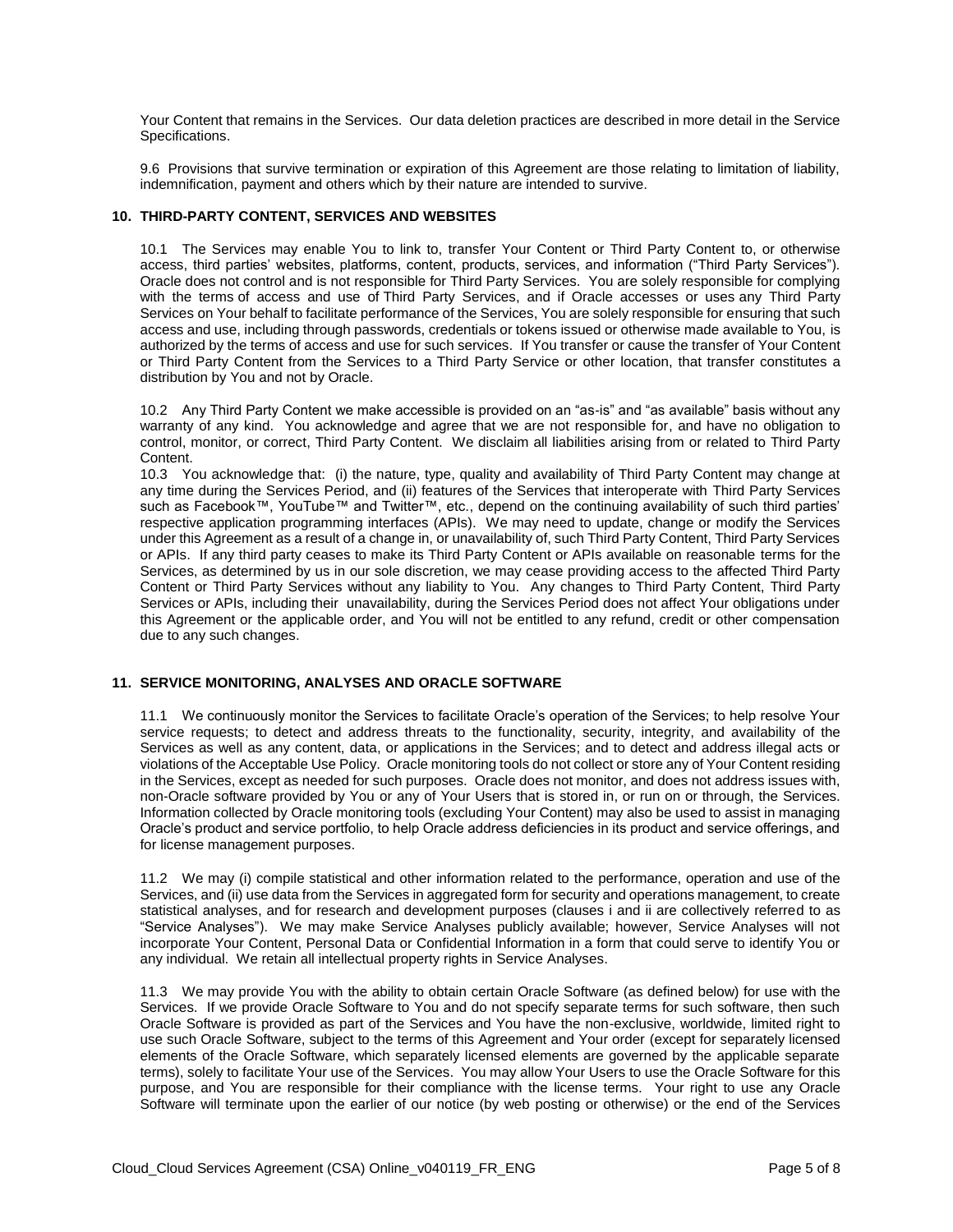Your Content that remains in the Services. Our data deletion practices are described in more detail in the Service Specifications.

9.6 Provisions that survive termination or expiration of this Agreement are those relating to limitation of liability, indemnification, payment and others which by their nature are intended to survive.

## 10. THIRD-PARTY CONTENT, SERVICES AND WEBSITES

10.1 The Services may enable You to link to, transfer Your Content or Third Party Content to, or otherwise access, third parties' websites, platforms, content, products, services, and information ("Third Party Services"). Oracle does not control and is not responsible for Third Party Services. You are solely responsible for complying with the terms of access and use of Third Party Services, and if Oracle accesses or uses any Third Party Services on Your behalf to facilitate performance of the Services, You are solely responsible for ensuring that such access and use, including through passwords, credentials or tokens issued or otherwise made available to You, is authorized by the terms of access and use for such services. If You transfer or cause the transfer of Your Content or Third Party Content from the Services to a Third Party Service or other location, that transfer constitutes a distribution by You and not by Oracle.

10.2 Any Third Party Content we make accessible is provided on an "as-is" and "as available" basis without any warranty of any kind. You acknowledge and agree that we are not responsible for, and have no obligation to control, monitor, or correct, Third Party Content. We disclaim all liabilities arising from or related to Third Party Content.

10.3 You acknowledge that: (i) the nature, type, quality and availability of Third Party Content may change at any time during the Services Period, and (ii) features of the Services that interoperate with Third Party Services such as Facebook™, YouTube™ and Twitter™, etc., depend on the continuing availability of such third parties' respective application programming interfaces (APIs). We may need to update, change or modify the Services under this Agreement as a result of a change in, or unavailability of, such Third Party Content, Third Party Services or APIs. If any third party ceases to make its Third Party Content or APIs available on reasonable terms for the Services, as determined by us in our sole discretion, we may cease providing access to the affected Third Party Content or Third Party Services without any liability to You. Any changes to Third Party Content, Third Party Services or APIs, including their unavailability, during the Services Period does not affect Your obligations under this Agreement or the applicable order, and You will not be entitled to any refund, credit or other compensation due to any such changes.

## 11. SERVICE MONITORING, ANALYSES AND ORACLE SOFTWARE

11.1 We continuously monitor the Services to facilitate Oracle's operation of the Services; to help resolve Your service requests; to detect and address threats to the functionality, security, integrity, and availability of the Services as well as any content, data, or applications in the Services; and to detect and address illegal acts or violations of the Acceptable Use Policy. Oracle monitoring tools do not collect or store any of Your Content residing in the Services, except as needed for such purposes. Oracle does not monitor, and does not address issues with, non-Oracle software provided by You or any of Your Users that is stored in, or run on or through, the Services. Information collected by Oracle monitoring tools (excluding Your Content) may also be used to assist in managing Oracle's product and service portfolio, to help Oracle address deficiencies in its product and service offerings, and for license management purposes.

11.2 We may (i) compile statistical and other information related to the performance, operation and use of the Services, and (ii) use data from the Services in aggregated form for security and operations management, to create statistical analyses, and for research and development purposes (clauses i and ii are collectively referred to as "Service Analyses"). We may make Service Analyses publicly available; however, Service Analyses will not incorporate Your Content, Personal Data or Confidential Information in a form that could serve to identify You or any individual. We retain all intellectual property rights in Service Analyses.

11.3 We may provide You with the ability to obtain certain Oracle Software (as defined below) for use with the Services. If we provide Oracle Software to You and do not specify separate terms for such software, then such Oracle Software is provided as part of the Services and You have the non-exclusive, worldwide, limited right to use such Oracle Software, subject to the terms of this Agreement and Your order (except for separately licensed elements of the Oracle Software, which separately licensed elements are governed by the applicable separate terms), solely to facilitate Your use of the Services. You may allow Your Users to use the Oracle Software for this purpose, and You are responsible for their compliance with the license terms. Your right to use any Oracle Software will terminate upon the earlier of our notice (by web posting or otherwise) or the end of the Services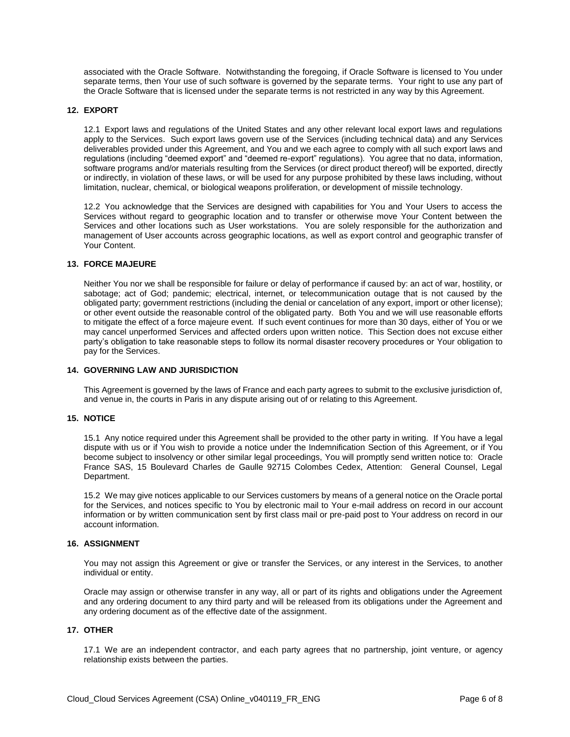associated with the Oracle Software. Notwithstanding the foregoing, if Oracle Software is licensed to You under separate terms, then Your use of such software is governed by the separate terms. Your right to use any part of the Oracle Software that is licensed under the separate terms is not restricted in any way by this Agreement.

## 12. EXPORT

12.1 Export laws and regulations of the United States and any other relevant local export laws and regulations apply to the Services. Such export laws govern use of the Services (including technical data) and any Services deliverables provided under this Agreement, and You and we each agree to comply with all such export laws and regulations (including "deemed export" and "deemed re-export" regulations). You agree that no data, information, software programs and/or materials resulting from the Services (or direct product thereof) will be exported, directly or indirectly, in violation of these laws, or will be used for any purpose prohibited by these laws including, without limitation, nuclear, chemical, or biological weapons proliferation, or development of missile technology.

12.2 You acknowledge that the Services are designed with capabilities for You and Your Users to access the Services without regard to geographic location and to transfer or otherwise move Your Content between the Services and other locations such as User workstations. You are solely responsible for the authorization and management of User accounts across geographic locations, as well as export control and geographic transfer of Your Content.

## 13. FORCE MAJEURE

Neither You nor we shall be responsible for failure or delay of performance if caused by: an act of war, hostility, or sabotage; act of God; pandemic; electrical, internet, or telecommunication outage that is not caused by the obligated party; government restrictions (including the denial or cancelation of any export, import or other license); or other event outside the reasonable control of the obligated party. Both You and we will use reasonable efforts to mitigate the effect of a force majeure event. If such event continues for more than 30 days, either of You or we may cancel unperformed Services and affected orders upon written notice. This Section does not excuse either party's obligation to take reasonable steps to follow its normal disaster recovery procedures or Your obligation to pay for the Services.

## 14. GOVERNING LAW AND JURISDICTION

This Agreement is governed by the laws of France and each party agrees to submit to the exclusive jurisdiction of, and venue in, the courts in Paris in any dispute arising out of or relating to this Agreement.

## 15. NOTICE

15.1 Any notice required under this Agreement shall be provided to the other party in writing. If You have a legal dispute with us or if You wish to provide a notice under the Indemnification Section of this Agreement, or if You become subject to insolvency or other similar legal proceedings, You will promptly send written notice to: Oracle France SAS, 15 Boulevard Charles de Gaulle 92715 Colombes Cedex, Attention: General Counsel, Legal Department.

15.2 We may give notices applicable to our Services customers by means of a general notice on the Oracle portal for the Services, and notices specific to You by electronic mail to Your e-mail address on record in our account information or by written communication sent by first class mail or pre-paid post to Your address on record in our account information.

## 16. ASSIGNMENT

You may not assign this Agreement or give or transfer the Services, or any interest in the Services, to another individual or entity.

Oracle may assign or otherwise transfer in any way, all or part of its rights and obligations under the Agreement and any ordering document to any third party and will be released from its obligations under the Agreement and any ordering document as of the effective date of the assignment.

## 17. OTHER

17.1 We are an independent contractor, and each party agrees that no partnership, joint venture, or agency relationship exists between the parties.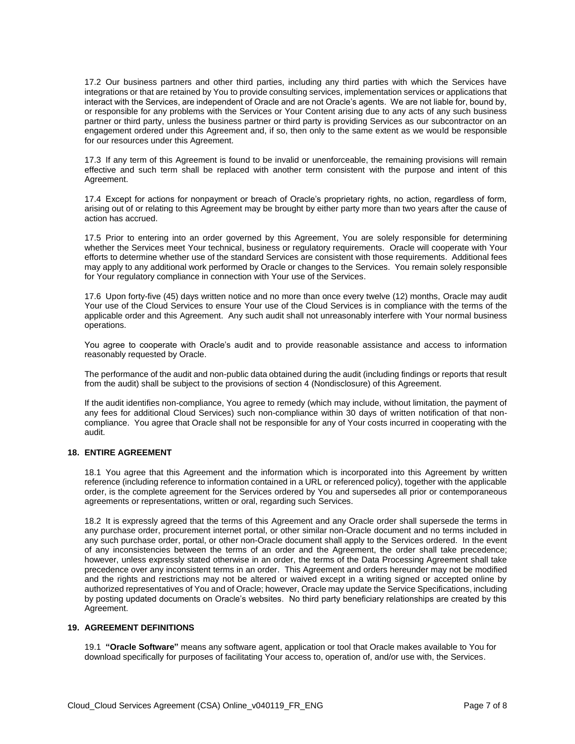17.2 Our business partners and other third parties, including any third parties with which the Services have integrations or that are retained by You to provide consulting services, implementation services or applications that interact with the Services, are independent of Oracle and are not Oracle's agents. We are not liable for, bound by, or responsible for any problems with the Services or Your Content arising due to any acts of any such business partner or third party, unless the business partner or third party is providing Services as our subcontractor on an engagement ordered under this Agreement and, if so, then only to the same extent as we would be responsible for our resources under this Agreement.

17.3 If any term of this Agreement is found to be invalid or unenforceable, the remaining provisions will remain effective and such term shall be replaced with another term consistent with the purpose and intent of this Agreement.

17.4 Except for actions for nonpayment or breach of Oracle's proprietary rights, no action, regardless of form, arising out of or relating to this Agreement may be brought by either party more than two years after the cause of action has accrued.

17.5 Prior to entering into an order governed by this Agreement, You are solely responsible for determining whether the Services meet Your technical, business or regulatory requirements. Oracle will cooperate with Your efforts to determine whether use of the standard Services are consistent with those requirements. Additional fees may apply to any additional work performed by Oracle or changes to the Services. You remain solely responsible for Your regulatory compliance in connection with Your use of the Services.

17.6 Upon forty-five (45) days written notice and no more than once every twelve (12) months, Oracle may audit Your use of the Cloud Services to ensure Your use of the Cloud Services is in compliance with the terms of the applicable order and this Agreement. Any such audit shall not unreasonably interfere with Your normal business operations.

You agree to cooperate with Oracle's audit and to provide reasonable assistance and access to information reasonably requested by Oracle.

The performance of the audit and non-public data obtained during the audit (including findings or reports that result from the audit) shall be subject to the provisions of section 4 (Nondisclosure) of this Agreement.

If the audit identifies non-compliance, You agree to remedy (which may include, without limitation, the payment of any fees for additional Cloud Services) such non-compliance within 30 days of written notification of that non-compliance. You agree that Oracle shall not be responsible for any of Your costs incurred in cooperating with the audit.

## 18. ENTIRE AGREEMENT

18.1 You agree that this Agreement and the information which is incorporated into this Agreement by written reference (including reference to information contained in a URL or referenced policy), together with the applicable order, is the complete agreement for the Services ordered by You and supersedes all prior or contemporaneous agreements or representations, written or oral, regarding such Services.

18.2 It is expressly agreed that the terms of this Agreement and any Oracle order shall supersede the terms in any purchase order, procurement internet portal, or other similar non-Oracle document and no terms included in any such purchase order, portal, or other non-Oracle document shall apply to the Services ordered. In the event of any inconsistencies between the terms of an order and the Agreement, the order shall take precedence; however, unless expressly stated otherwise in an order, the terms of the Data Processing Agreement shall take precedence over any inconsistent terms in an order. This Agreement and orders hereunder may not be modified and the rights and restrictions may not be altered or waived except in a writing signed or accepted online by authorized representatives of You and of Oracle; however, Oracle may update the Service Specifications, including by posting updated documents on Oracle's websites. No third party beneficiary relationships are created by this Agreement.

## 19. AGREEMENT DEFINITIONS

19.1 **"Oracle Software"** means any software agent, application or tool that Oracle makes available to You for download specifically for purposes of facilitating Your access to, operation of, and/or use with, the Services.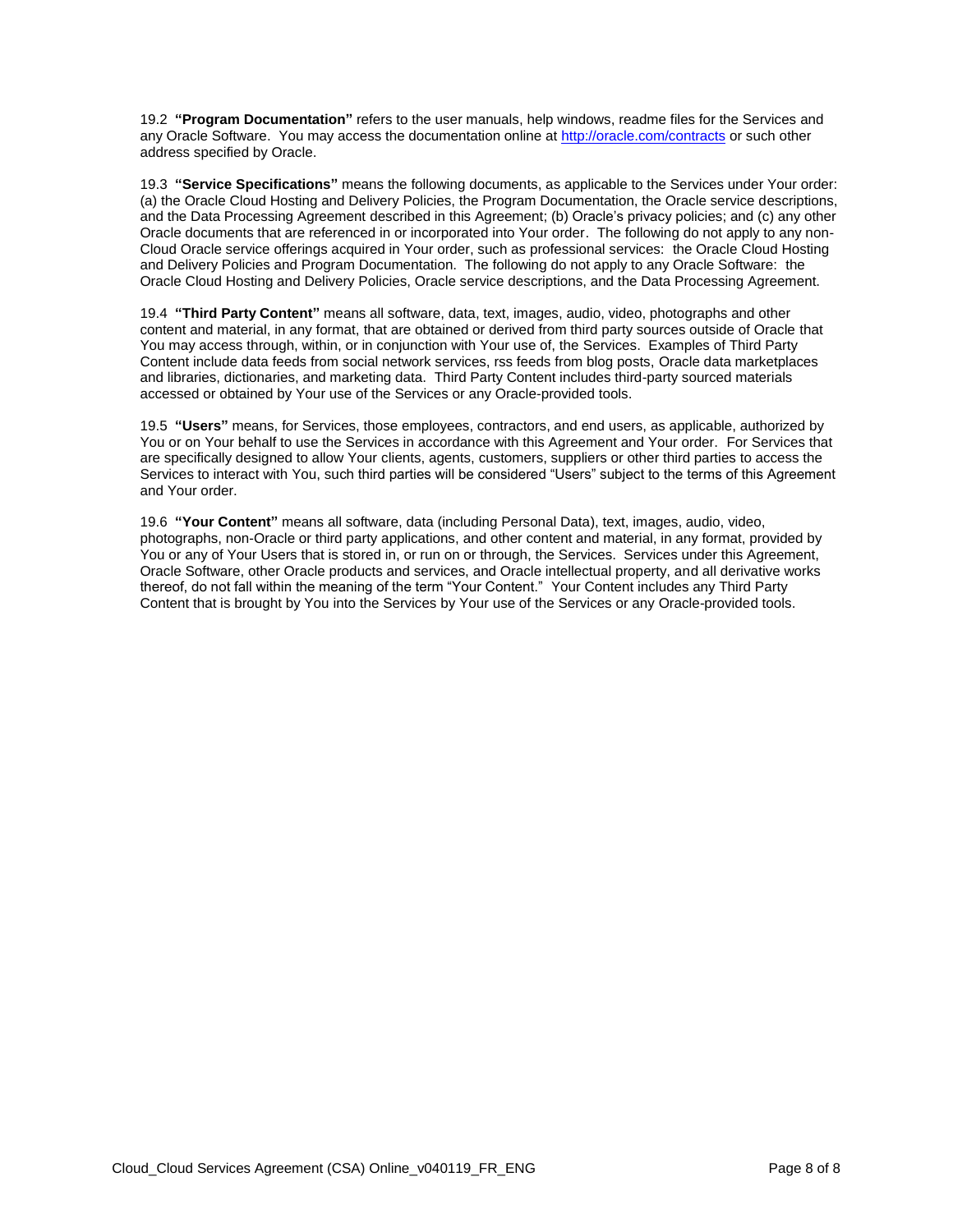19.2 **"Program Documentation"** refers to the user manuals, help windows, readme files for the Services and any Oracle Software. You may access the documentation online at http://oracle.com/contracts or such other address specified by Oracle.

19.3 **"Service Specifications"** means the following documents, as applicable to the Services under Your order: (a) the Oracle Cloud Hosting and Delivery Policies, the Program Documentation, the Oracle service descriptions, and the Data Processing Agreement described in this Agreement; (b) Oracle's privacy policies; and (c) any other Oracle documents that are referenced in or incorporated into Your order. The following do not apply to any non-Cloud Oracle service offerings acquired in Your order, such as professional services: the Oracle Cloud Hosting and Delivery Policies and Program Documentation. The following do not apply to any Oracle Software: the Oracle Cloud Hosting and Delivery Policies, Oracle service descriptions, and the Data Processing Agreement.

19.4 **"Third Party Content"** means all software, data, text, images, audio, video, photographs and other content and material, in any format, that are obtained or derived from third party sources outside of Oracle that You may access through, within, or in conjunction with Your use of, the Services. Examples of Third Party Content include data feeds from social network services, rss feeds from blog posts, Oracle data marketplaces and libraries, dictionaries, and marketing data. Third Party Content includes third-party sourced materials accessed or obtained by Your use of the Services or any Oracle-provided tools.

19.5 **"Users"** means, for Services, those employees, contractors, and end users, as applicable, authorized by You or on Your behalf to use the Services in accordance with this Agreement and Your order. For Services that are specifically designed to allow Your clients, agents, customers, suppliers or other third parties to access the Services to interact with You, such third parties will be considered "Users" subject to the terms of this Agreement and Your order.

19.6 **"Your Content"** means all software, data (including Personal Data), text, images, audio, video, photographs, non-Oracle or third party applications, and other content and material, in any format, provided by You or any of Your Users that is stored in, or run on or through, the Services. Services under this Agreement, Oracle Software, other Oracle products and services, and Oracle intellectual property, and all derivative works thereof, do not fall within the meaning of the term "Your Content." Your Content includes any Third Party Content that is brought by You into the Services by Your use of the Services or any Oracle-provided tools.